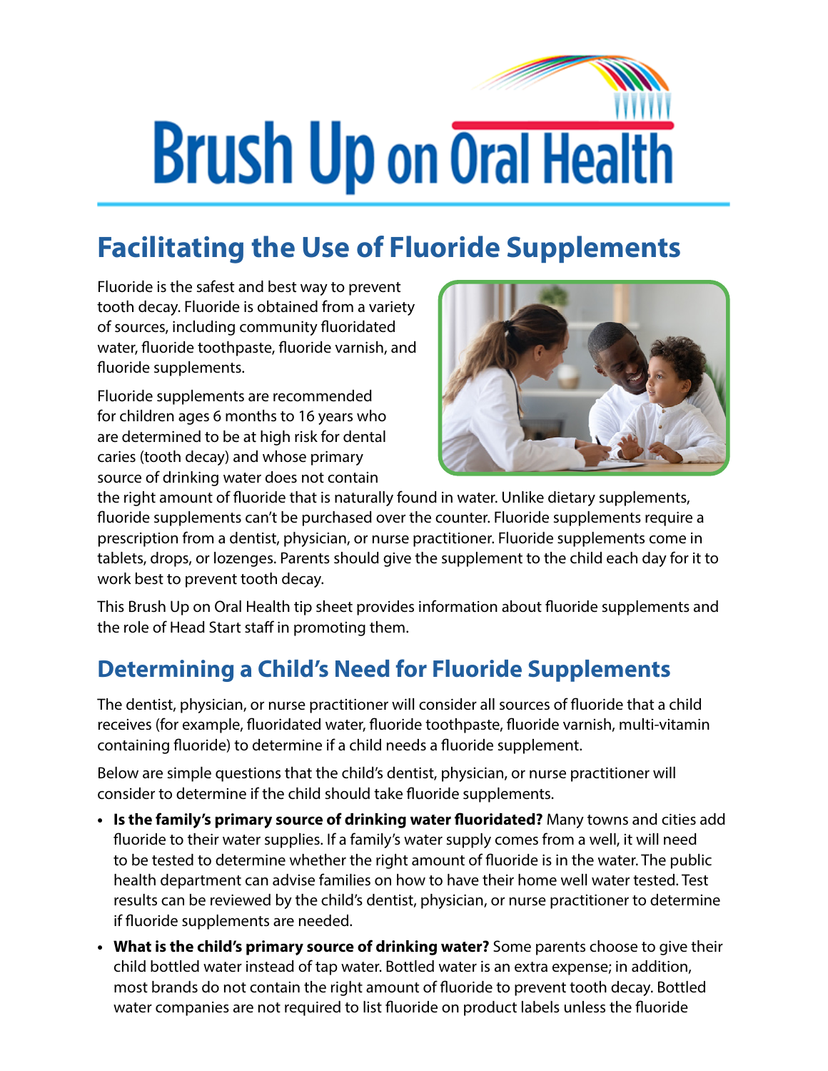# Brush Up on Oral Health

## Facilitating the Use of Fluoride Supplements

Fluoride is the safest and best way to prevent tooth decay. Fluoride is obtained from a variety of sources, including community fluoridated water, fluoride toothpaste, fluoride varnish, and fluoride supplements.

Fluoride supplements are recommended for children ages 6 months to 16 years who are determined to be at high risk for dental caries (tooth decay) and whose primary source of drinking water does not contain the right amount of fluoride that is naturally found in water. Unlike dietary supplements, fluoride supplements can't be purchased over the counter. Fluoride supplements require a prescription from a dentist, physician, or nurse practitioner. Fluoride supplements come in tablets, drops, or lozenges. Parents should give the supplement to the child each day for it to work best to prevent tooth decay.

This Brush Up on Oral Health tip sheet provides information about fluoride supplements and the role of Head Start staff in promoting them.

## Determining a Child's Need for Fluoride Supplements

The dentist, physician, or nurse practitioner will consider all sources of fluoride that a child receives (for example, fluoridated water, fluoride toothpaste, fluoride varnish, multi-vitamin containing fluoride) to determine if a child needs a fluoride supplement.

Below are simple questions that the child's dentist, physician, or nurse practitioner will consider to determine if the child should take fluoride supplements.

- **Is the family's primary source of drinking water fluoridated?** Many towns and cities add fluoride to their water supplies. If a family's water supply comes from a well, it will need to be tested to determine whether the right amount of fluoride is in the water. The public health department can advise families on how to have their home well water tested. Test results can be reviewed by the child's dentist, physician, or nurse practitioner to determine if fluoride supplements are needed.
- **What is the child's primary source of drinking water?** Some parents choose to give their child bottled water instead of tap water. Bottled water is an extra expense; in addition, most brands do not contain the right amount of fluoride to prevent tooth decay. Bottled water companies are not required to list fluoride on product labels unless the fluoride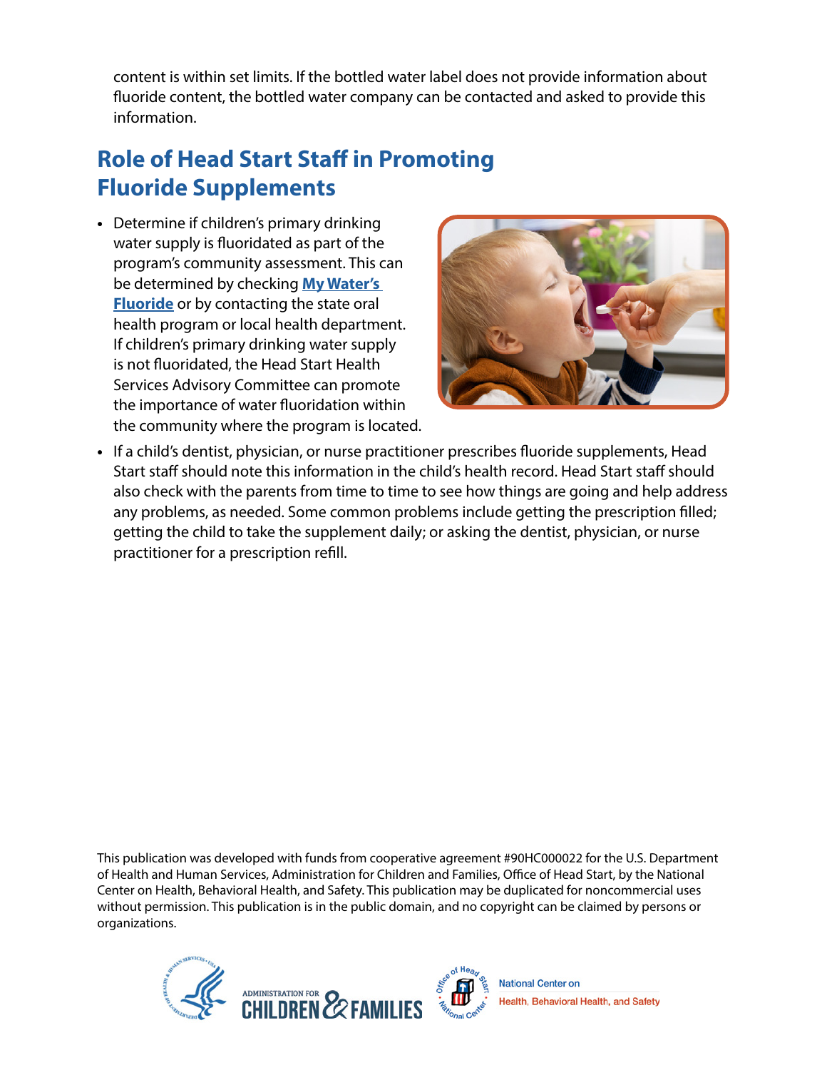content is within set limits. If the bottled water label does not provide information about fluoride content, the bottled water company can be contacted and asked to provide this information.

## Role of Head Start Staff in Promoting Fluoride Supplements

- Determine if children's primary drinking water supply is fluoridated as part of the program's community assessment. This can be determined by checking **My Water's Fluoride** or by contacting the state oral health program or local health department. If children's primary drinking water supply is not fluoridated, the Head Start Health Services Advisory Committee can promote the importance of water fluoridation within the community where the program is located.
- If a child's dentist, physician, or nurse practitioner prescribes fluoride supplements, Head Start staff should note this information in the child's health record. Head Start staff should also check with the parents from time to time to see how things are going and help address any problems, as needed. Some common problems include getting the prescription filled; getting the child to take the supplement daily; or asking the dentist, physician, or nurse practitioner for a prescription refill.

This publication was developed with funds from cooperative agreement #90HC000022 for the U.S. Department of Health and Human Services, Administration for Children and Families, Office of Head Start, by the National Center on Health, Behavioral Health, and Safety. This publication may be duplicated for noncommercial uses without permission. This publication is in the public domain, and no copyright can be claimed by persons or organizations.